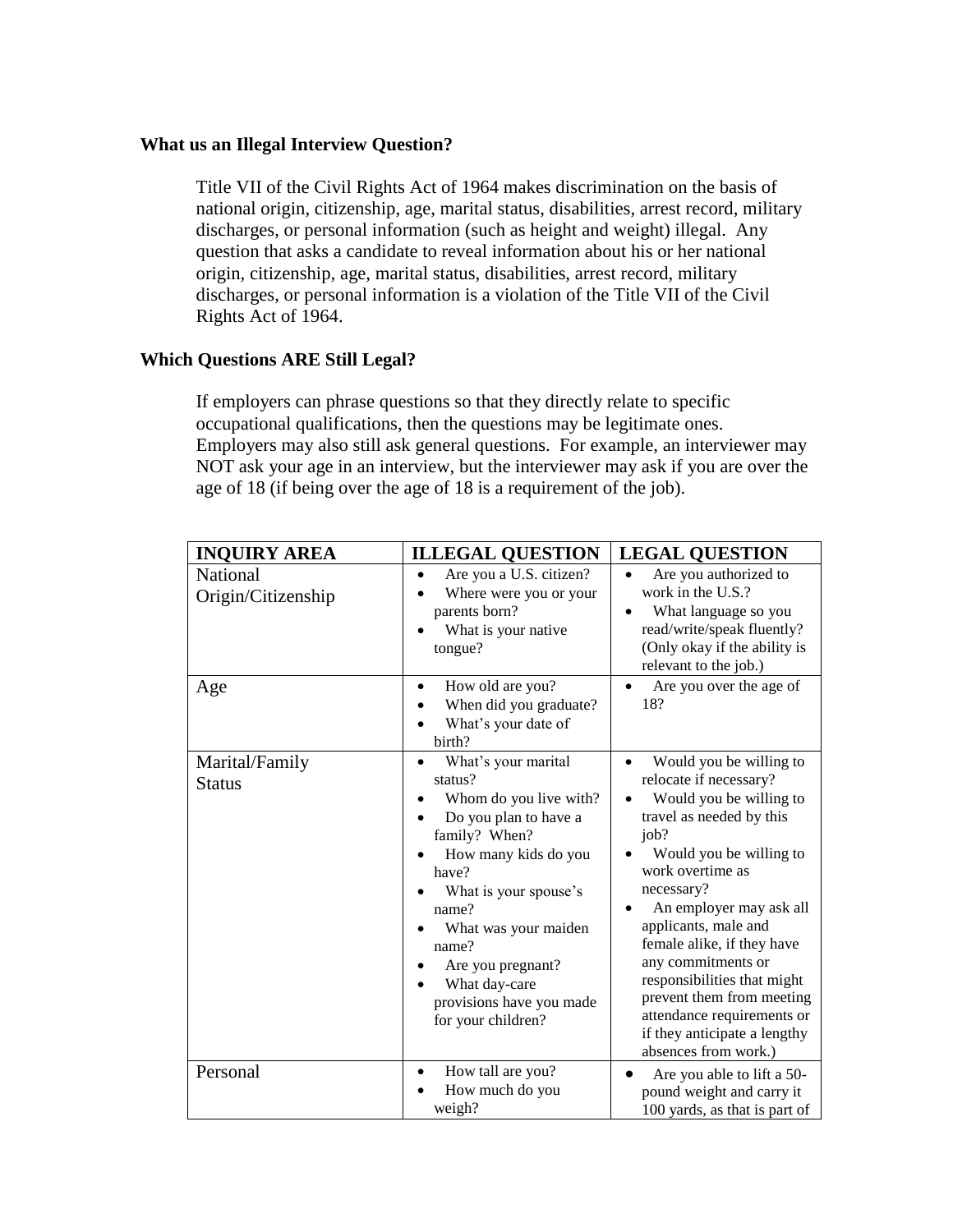**What us an Illegal Interview Question?**

Title VII of the Civil Rights Act of 1964 makes discrimination on the basis of national origin, citizenship, age, marital status, disabilities, arrest record, military discharges, or personal information (such as height and weight) illegal. Any question that asks a candidate to reveal information about his or her national origin, citizenship, age, marital status, disabilities, arrest record, military discharges, or personal information is a violation of the Title VII of the Civil Rights Act of 1964.

**Which Questions ARE Still Legal?**

If employers can phrase questions so that they directly relate to specific occupational qualifications, then the questions may be legitimate ones. Employers may also still ask general questions. For example, an interviewer may NOT ask your age in an interview, but the interviewer may ask if you are over the age of 18 (if being over the age of 18 is a requirement of the job).

| INQUIRY AREA | ILLEGAL QUESTION | LEGAL QUESTION |
|---|---|---|
| National Origin/Citizenship | • Are you a U.S. citizen?<br>• Where were you or your parents born?<br>• What is your native tongue? | • Are you authorized to work in the U.S.?<br>• What language so you read/write/speak fluently? (Only okay if the ability is relevant to the job.) |
| Age | • How old are you?<br>• When did you graduate?<br>• What's your date of birth? | • Are you over the age of 18? |
| Marital/Family Status | • What's your marital status?<br>• Whom do you live with?<br>• Do you plan to have a family? When?<br>• How many kids do you have?<br>• What is your spouse's name?<br>• What was your maiden name?<br>• Are you pregnant?<br>• What day-care provisions have you made for your children? | • Would you be willing to relocate if necessary?<br>• Would you be willing to travel as needed by this job?<br>• Would you be willing to work overtime as necessary?<br>• An employer may ask all applicants, male and female alike, if they have any commitments or responsibilities that might prevent them from meeting attendance requirements or if they anticipate a lengthy absences from work.) |
| Personal | • How tall are you?<br>• How much do you weigh? | • Are you able to lift a 50-pound weight and carry it 100 yards, as that is part of |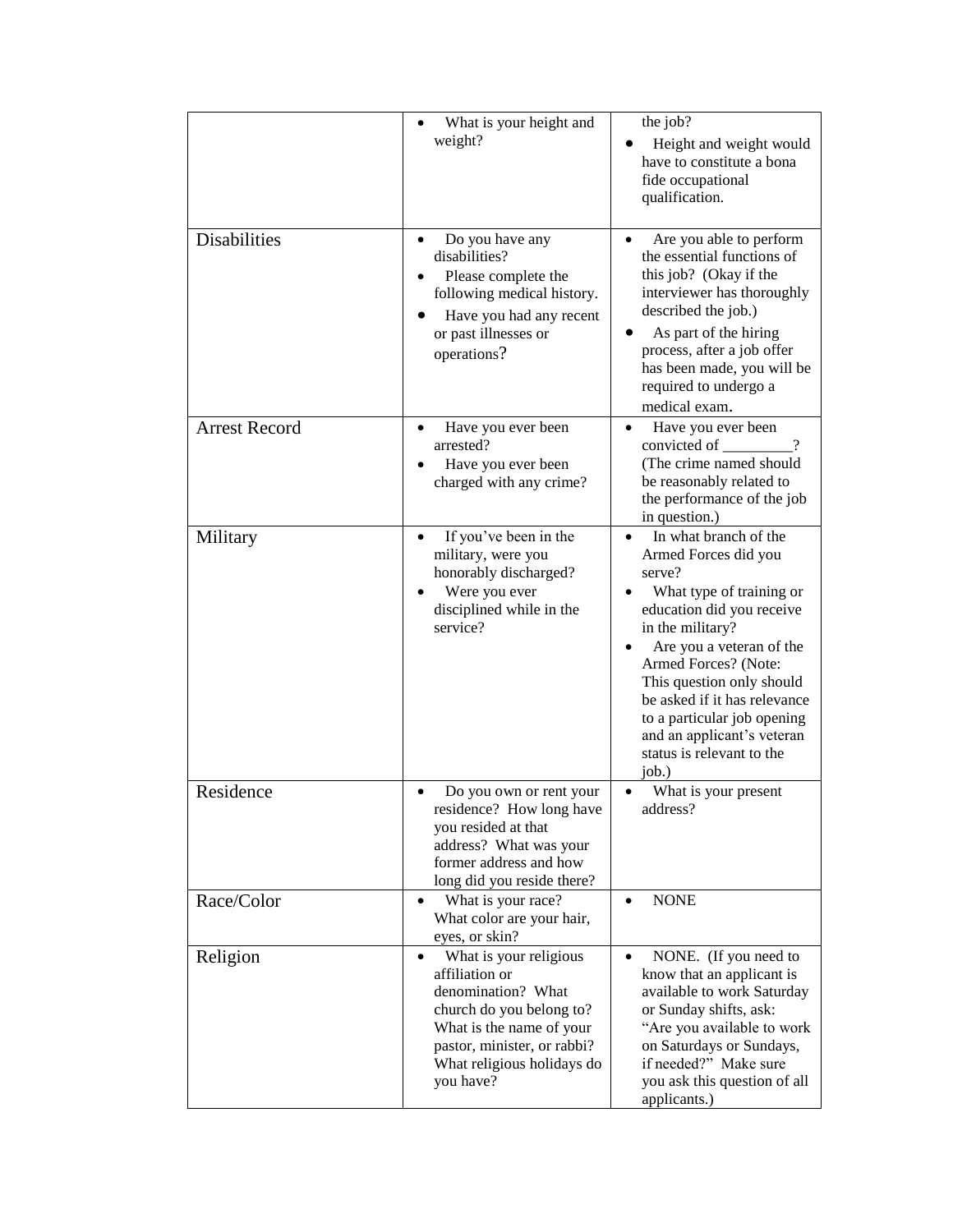| | | |
|---|---|---|
| | • What is your height and weight? | the job?<br>• Height and weight would have to constitute a bona fide occupational qualification. |
| Disabilities | • Do you have any disabilities?<br>• Please complete the following medical history.<br>• Have you had any recent or past illnesses or operations? | • Are you able to perform the essential functions of this job? (Okay if the interviewer has thoroughly described the job.)<br>• As part of the hiring process, after a job offer has been made, you will be required to undergo a medical exam. |
| Arrest Record | • Have you ever been arrested?<br>• Have you ever been charged with any crime? | • Have you ever been convicted of _________? (The crime named should be reasonably related to the performance of the job in question.) |
| Military | • If you've been in the military, were you honorably discharged?<br>• Were you ever disciplined while in the service? | • In what branch of the Armed Forces did you serve?<br>• What type of training or education did you receive in the military?<br>• Are you a veteran of the Armed Forces? (Note: This question only should be asked if it has relevance to a particular job opening and an applicant's veteran status is relevant to the job.) |
| Residence | • Do you own or rent your residence? How long have you resided at that address? What was your former address and how long did you reside there? | • What is your present address? |
| Race/Color | • What is your race? What color are your hair, eyes, or skin? | • NONE |
| Religion | • What is your religious affiliation or denomination? What church do you belong to? What is the name of your pastor, minister, or rabbi? What religious holidays do you have? | • NONE. (If you need to know that an applicant is available to work Saturday or Sunday shifts, ask: "Are you available to work on Saturdays or Sundays, if needed?" Make sure you ask this question of all applicants.) |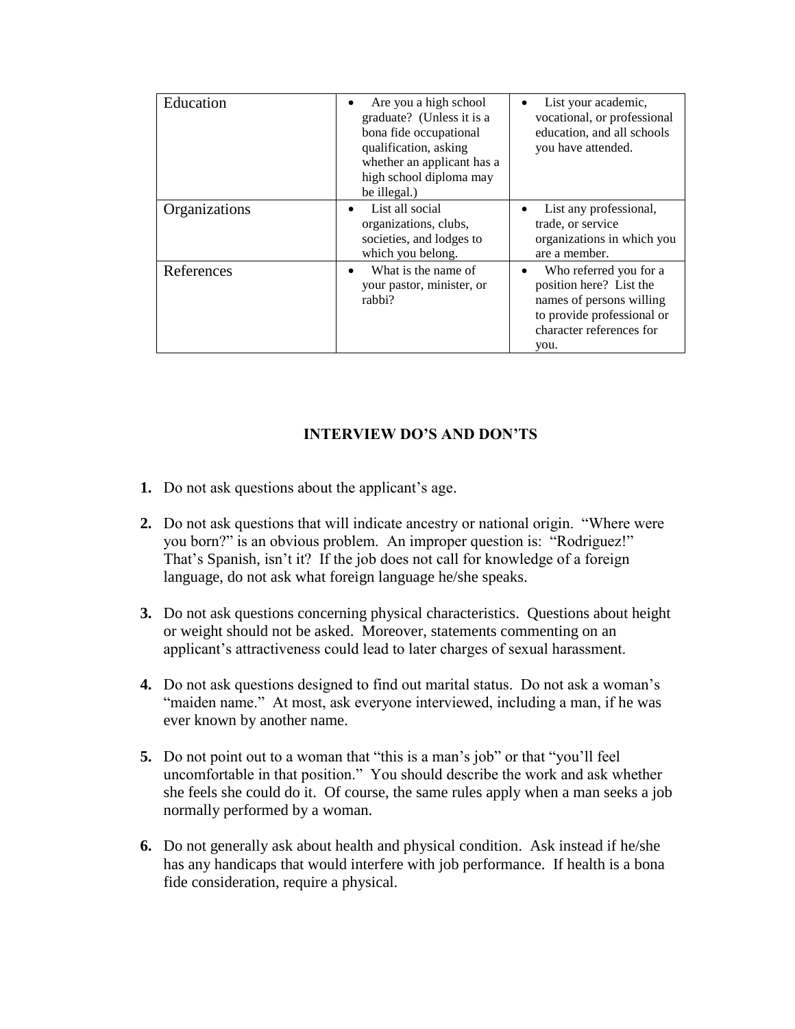| | | |
|---|---|---|
| Education | • Are you a high school graduate? (Unless it is a bona fide occupational qualification, asking whether an applicant has a high school diploma may be illegal.) | • List your academic, vocational, or professional education, and all schools you have attended. |
| Organizations | • List all social organizations, clubs, societies, and lodges to which you belong. | • List any professional, trade, or service organizations in which you are a member. |
| References | • What is the name of your pastor, minister, or rabbi? | • Who referred you for a position here? List the names of persons willing to provide professional or character references for you. |

## INTERVIEW DO'S AND DON'TS

1. Do not ask questions about the applicant's age.

2. Do not ask questions that will indicate ancestry or national origin. "Where were you born?" is an obvious problem. An improper question is: "Rodriguez!" That's Spanish, isn't it? If the job does not call for knowledge of a foreign language, do not ask what foreign language he/she speaks.

3. Do not ask questions concerning physical characteristics. Questions about height or weight should not be asked. Moreover, statements commenting on an applicant's attractiveness could lead to later charges of sexual harassment.

4. Do not ask questions designed to find out marital status. Do not ask a woman's "maiden name." At most, ask everyone interviewed, including a man, if he was ever known by another name.

5. Do not point out to a woman that "this is a man's job" or that "you'll feel uncomfortable in that position." You should describe the work and ask whether she feels she could do it. Of course, the same rules apply when a man seeks a job normally performed by a woman.

6. Do not generally ask about health and physical condition. Ask instead if he/she has any handicaps that would interfere with job performance. If health is a bona fide consideration, require a physical.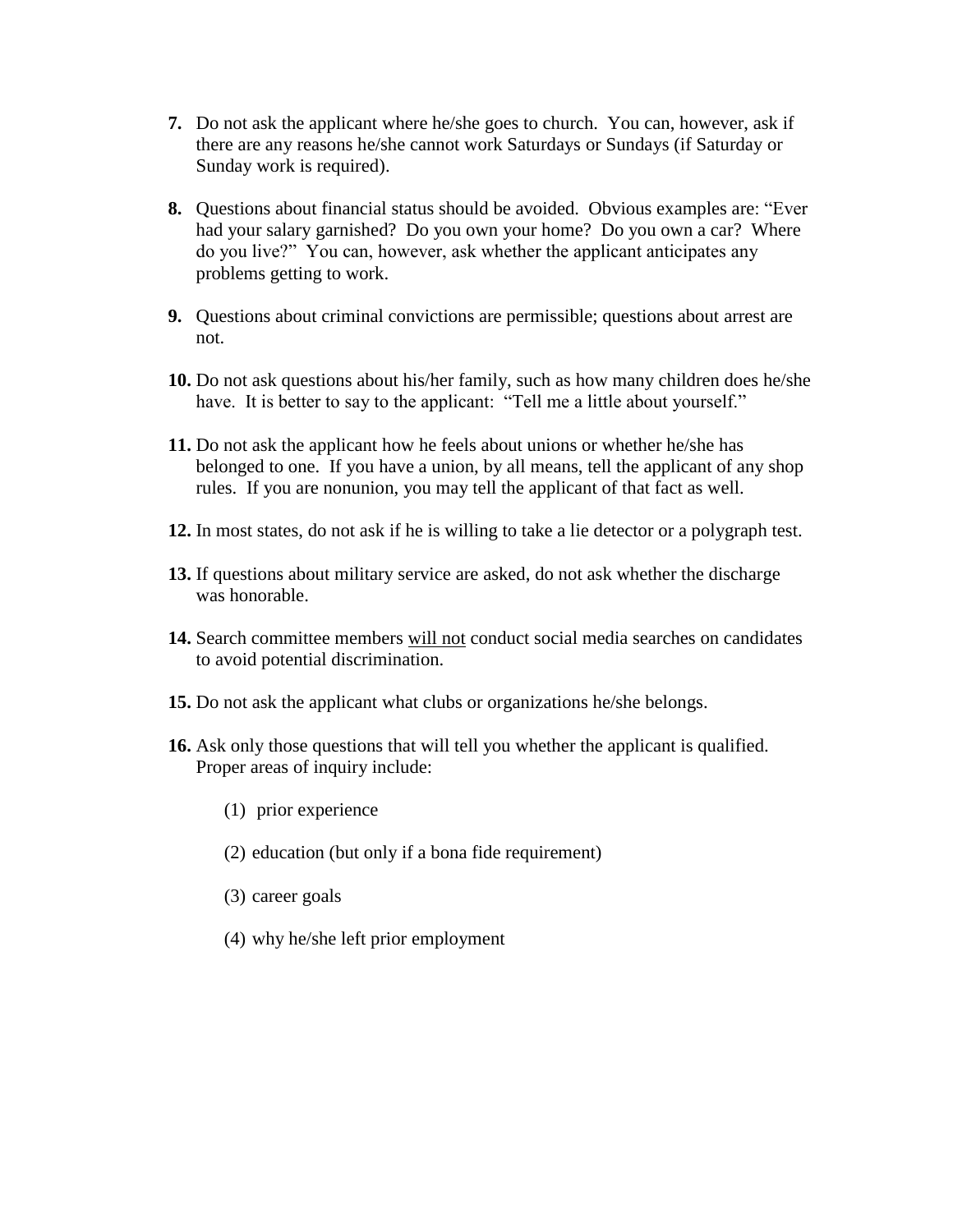7. Do not ask the applicant where he/she goes to church. You can, however, ask if there are any reasons he/she cannot work Saturdays or Sundays (if Saturday or Sunday work is required).

8. Questions about financial status should be avoided. Obvious examples are: "Ever had your salary garnished? Do you own your home? Do you own a car? Where do you live?" You can, however, ask whether the applicant anticipates any problems getting to work.

9. Questions about criminal convictions are permissible; questions about arrest are not.

10. Do not ask questions about his/her family, such as how many children does he/she have. It is better to say to the applicant: "Tell me a little about yourself."

11. Do not ask the applicant how he feels about unions or whether he/she has belonged to one. If you have a union, by all means, tell the applicant of any shop rules. If you are nonunion, you may tell the applicant of that fact as well.

12. In most states, do not ask if he is willing to take a lie detector or a polygraph test.

13. If questions about military service are asked, do not ask whether the discharge was honorable.

14. Search committee members <u>will not</u> conduct social media searches on candidates to avoid potential discrimination.

15. Do not ask the applicant what clubs or organizations he/she belongs.

16. Ask only those questions that will tell you whether the applicant is qualified. Proper areas of inquiry include:

    (1) prior experience

    (2) education (but only if a bona fide requirement)

    (3) career goals

    (4) why he/she left prior employment